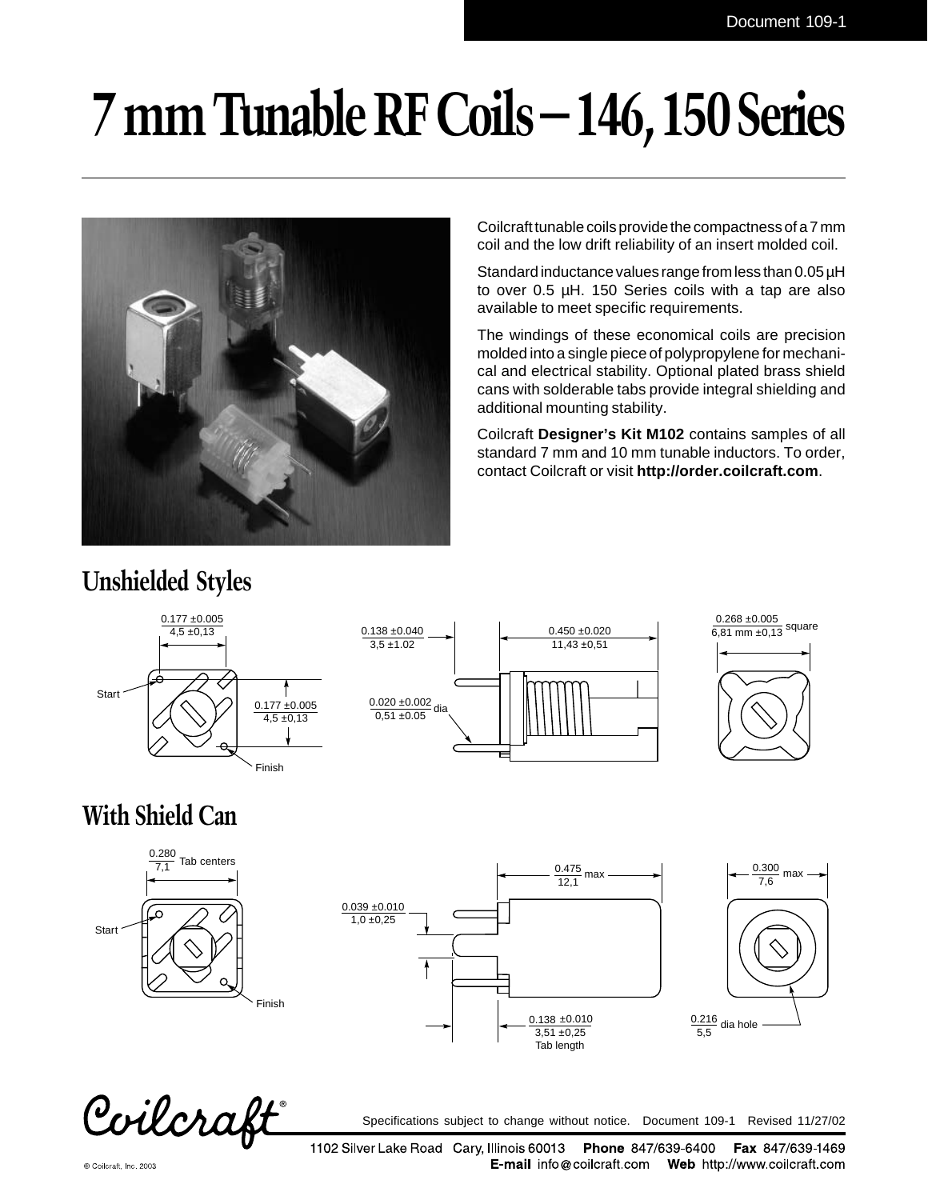# 7 mm Tunable RF Coils – 146, 150 Series

Coilcraft tunable coils provide the compactness of a 7 mm coil and the low drift reliability of an insert molded coil.

Standard inductance values range from less than 0.05 µH to over 0.5 µH. 150 Series coils with a tap are also available to meet specific requirements.

The windings of these economical coils are precision molded into a single piece of polypropylene for mechanical and electrical stability. Optional plated brass shield cans with solderable tabs provide integral shielding and additional mounting stability.

Coilcraft **Designer's Kit M102** contains samples of all standard 7 mm and 10 mm tunable inductors. To order, contact Coilcraft or visit **http://order.coilcraft.com**.

## Unshielded Styles

0.177 ±0.005 / 4,5 ±0,13

Start

0.177 ±0.005 / 4,5 ±0,13

Finish

0.138 ±0.040 / 3,5 ±1.02

0.450 ±0.020 / 11,43 ±0,51

0.020 ±0.002 / 0,51 ±0.05 dia

0.268 ±0.005 / 6,81 mm ±0,13 square

## With Shield Can

0.280 / 7,1 Tab centers

Start

Finish

0.039 ±0.010 / 1,0 ±0,25

0.475 / 12,1 max

0.138 ±0.010 / 3,51 ±0,25 Tab length

0.300 / 7,6 max

0.216 / 5,5 dia hole

Specifications subject to change without notice. Document 109-1 Revised 11/27/02

1102 Silver Lake Road Cary, Illinois 60013 **Phone** 847/639-6400 **Fax** 847/639-1469
**E-mail** info@coilcraft.com **Web** http://www.coilcraft.com

© Coilcraft, Inc. 2003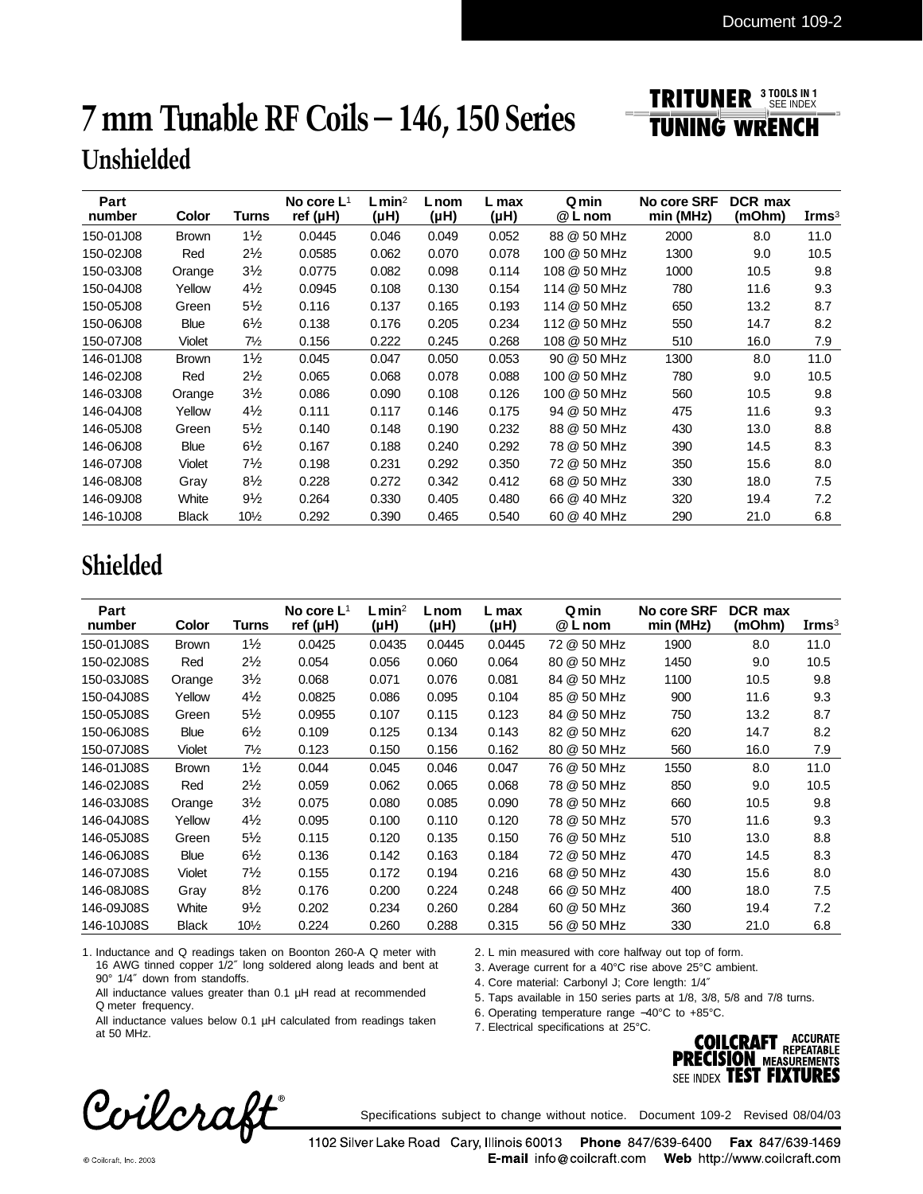TRITUNER 3 TOOLS IN 1 SEE INDEX TUNING WRENCH

# 7 mm Tunable RF Coils – 146, 150 Series

## Unshielded

| Part number | Color | Turns | No core L[1] ref (µH) | L min[2] (µH) | L nom (µH) | L max (µH) | Q min @ L nom | No core SRF min (MHz) | DCR max (mOhm) | Irms[3] |
|---|---|---|---|---|---|---|---|---|---|---|
| 150-01J08 | Brown | 1½ | 0.0445 | 0.046 | 0.049 | 0.052 | 88 @ 50 MHz | 2000 | 8.0 | 11.0 |
| 150-02J08 | Red | 2½ | 0.0585 | 0.062 | 0.070 | 0.078 | 100 @ 50 MHz | 1300 | 9.0 | 10.5 |
| 150-03J08 | Orange | 3½ | 0.0775 | 0.082 | 0.098 | 0.114 | 108 @ 50 MHz | 1000 | 10.5 | 9.8 |
| 150-04J08 | Yellow | 4½ | 0.0945 | 0.108 | 0.130 | 0.154 | 114 @ 50 MHz | 780 | 11.6 | 9.3 |
| 150-05J08 | Green | 5½ | 0.116 | 0.137 | 0.165 | 0.193 | 114 @ 50 MHz | 650 | 13.2 | 8.7 |
| 150-06J08 | Blue | 6½ | 0.138 | 0.176 | 0.205 | 0.234 | 112 @ 50 MHz | 550 | 14.7 | 8.2 |
| 150-07J08 | Violet | 7½ | 0.156 | 0.222 | 0.245 | 0.268 | 108 @ 50 MHz | 510 | 16.0 | 7.9 |
| 146-01J08 | Brown | 1½ | 0.045 | 0.047 | 0.050 | 0.053 | 90 @ 50 MHz | 1300 | 8.0 | 11.0 |
| 146-02J08 | Red | 2½ | 0.065 | 0.068 | 0.078 | 0.088 | 100 @ 50 MHz | 780 | 9.0 | 10.5 |
| 146-03J08 | Orange | 3½ | 0.086 | 0.090 | 0.108 | 0.126 | 100 @ 50 MHz | 560 | 10.5 | 9.8 |
| 146-04J08 | Yellow | 4½ | 0.111 | 0.117 | 0.146 | 0.175 | 94 @ 50 MHz | 475 | 11.6 | 9.3 |
| 146-05J08 | Green | 5½ | 0.140 | 0.148 | 0.190 | 0.232 | 88 @ 50 MHz | 430 | 13.0 | 8.8 |
| 146-06J08 | Blue | 6½ | 0.167 | 0.188 | 0.240 | 0.292 | 78 @ 50 MHz | 390 | 14.5 | 8.3 |
| 146-07J08 | Violet | 7½ | 0.198 | 0.231 | 0.292 | 0.350 | 72 @ 50 MHz | 350 | 15.6 | 8.0 |
| 146-08J08 | Gray | 8½ | 0.228 | 0.272 | 0.342 | 0.412 | 68 @ 50 MHz | 330 | 18.0 | 7.5 |
| 146-09J08 | White | 9½ | 0.264 | 0.330 | 0.405 | 0.480 | 66 @ 40 MHz | 320 | 19.4 | 7.2 |
| 146-10J08 | Black | 10½ | 0.292 | 0.390 | 0.465 | 0.540 | 60 @ 40 MHz | 290 | 21.0 | 6.8 |

## Shielded

| Part number | Color | Turns | No core L[1] ref (µH) | L min[2] (µH) | L nom (µH) | L max (µH) | Q min @ L nom | No core SRF min (MHz) | DCR max (mOhm) | Irms[3] |
|---|---|---|---|---|---|---|---|---|---|---|
| 150-01J08S | Brown | 1½ | 0.0425 | 0.0435 | 0.0445 | 0.0445 | 72 @ 50 MHz | 1900 | 8.0 | 11.0 |
| 150-02J08S | Red | 2½ | 0.054 | 0.056 | 0.060 | 0.064 | 80 @ 50 MHz | 1450 | 9.0 | 10.5 |
| 150-03J08S | Orange | 3½ | 0.068 | 0.071 | 0.076 | 0.081 | 84 @ 50 MHz | 1100 | 10.5 | 9.8 |
| 150-04J08S | Yellow | 4½ | 0.0825 | 0.086 | 0.095 | 0.104 | 85 @ 50 MHz | 900 | 11.6 | 9.3 |
| 150-05J08S | Green | 5½ | 0.0955 | 0.107 | 0.115 | 0.123 | 84 @ 50 MHz | 750 | 13.2 | 8.7 |
| 150-06J08S | Blue | 6½ | 0.109 | 0.125 | 0.134 | 0.143 | 82 @ 50 MHz | 620 | 14.7 | 8.2 |
| 150-07J08S | Violet | 7½ | 0.123 | 0.150 | 0.156 | 0.162 | 80 @ 50 MHz | 560 | 16.0 | 7.9 |
| 146-01J08S | Brown | 1½ | 0.044 | 0.045 | 0.046 | 0.047 | 76 @ 50 MHz | 1550 | 8.0 | 11.0 |
| 146-02J08S | Red | 2½ | 0.059 | 0.062 | 0.065 | 0.068 | 78 @ 50 MHz | 850 | 9.0 | 10.5 |
| 146-03J08S | Orange | 3½ | 0.075 | 0.080 | 0.085 | 0.090 | 78 @ 50 MHz | 660 | 10.5 | 9.8 |
| 146-04J08S | Yellow | 4½ | 0.095 | 0.100 | 0.110 | 0.120 | 78 @ 50 MHz | 570 | 11.6 | 9.3 |
| 146-05J08S | Green | 5½ | 0.115 | 0.120 | 0.135 | 0.150 | 76 @ 50 MHz | 510 | 13.0 | 8.8 |
| 146-06J08S | Blue | 6½ | 0.136 | 0.142 | 0.163 | 0.184 | 72 @ 50 MHz | 470 | 14.5 | 8.3 |
| 146-07J08S | Violet | 7½ | 0.155 | 0.172 | 0.194 | 0.216 | 68 @ 50 MHz | 430 | 15.6 | 8.0 |
| 146-08J08S | Gray | 8½ | 0.176 | 0.200 | 0.224 | 0.248 | 66 @ 50 MHz | 400 | 18.0 | 7.5 |
| 146-09J08S | White | 9½ | 0.202 | 0.234 | 0.260 | 0.284 | 60 @ 50 MHz | 360 | 19.4 | 7.2 |
| 146-10J08S | Black | 10½ | 0.224 | 0.260 | 0.288 | 0.315 | 56 @ 50 MHz | 330 | 21.0 | 6.8 |

1. Inductance and Q readings taken on Boonton 260-A Q meter with 16 AWG tinned copper 1/2″ long soldered along leads and bent at 90° 1/4″ down from standoffs.
   All inductance values greater than 0.1 µH read at recommended Q meter frequency.
   All inductance values below 0.1 µH calculated from readings taken at 50 MHz.
2. L min measured with core halfway out top of form.
3. Average current for a 40°C rise above 25°C ambient.
4. Core material: Carbonyl J; Core length: 1/4″
5. Taps available in 150 series parts at 1/8, 3/8, 5/8 and 7/8 turns.
6. Operating temperature range –40°C to +85°C.
7. Electrical specifications at 25°C.

COILCRAFT PRECISION ACCURATE REPEATABLE MEASUREMENTS SEE INDEX TEST FIXTURES

Coilcraft®

Specifications subject to change without notice. Document 109-2 Revised 08/04/03

1102 Silver Lake Road Cary, Illinois 60013 **Phone** 847/639-6400 **Fax** 847/639-1469
**E-mail** info@coilcraft.com **Web** http://www.coilcraft.com

© Coilcraft, Inc. 2003